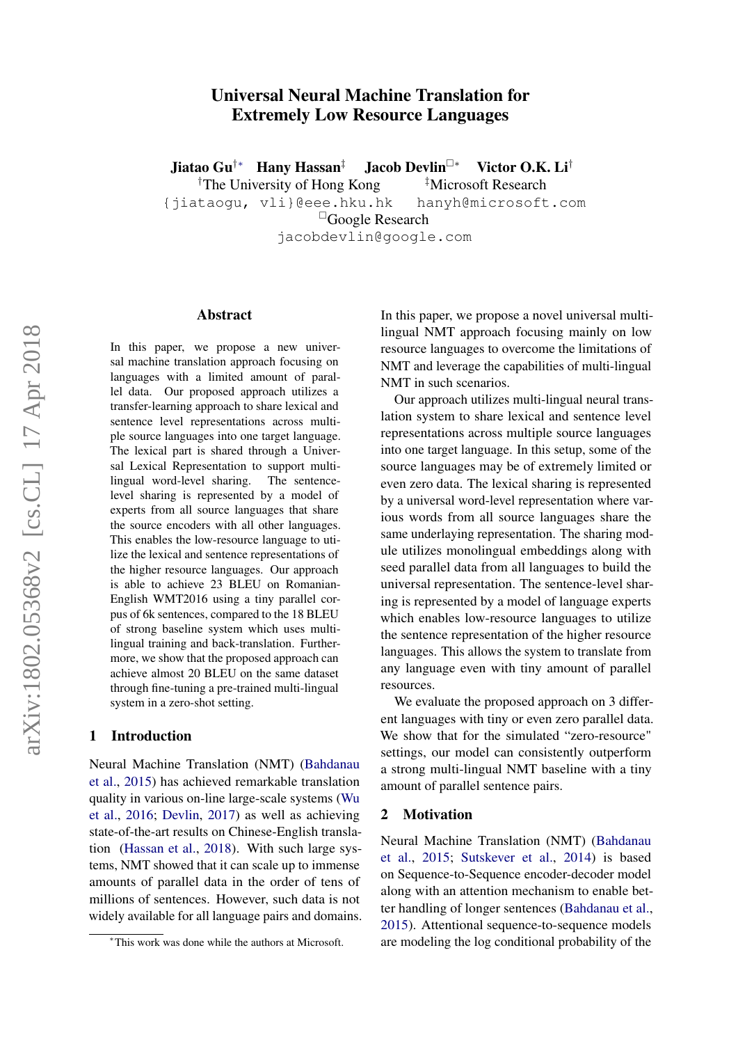# Universal Neural Machine Translation for Extremely Low Resource Languages

**Jiatao Gu**[†*] **Hany Hassan**[‡] **Jacob Devlin**[□*] **Victor O.K. Li**[†]

[†]The University of Hong Kong [‡]Microsoft Research

{jiataogu, vli}@eee.hku.hk hanyh@microsoft.com

[□]Google Research

jacobdevlin@google.com

## Abstract

In this paper, we propose a new universal machine translation approach focusing on languages with a limited amount of parallel data. Our proposed approach utilizes a transfer-learning approach to share lexical and sentence level representations across multiple source languages into one target language. The lexical part is shared through a Universal Lexical Representation to support multilingual word-level sharing. The sentence-level sharing is represented by a model of experts from all source languages that share the source encoders with all other languages. This enables the low-resource language to utilize the lexical and sentence representations of the higher resource languages. Our approach is able to achieve 23 BLEU on Romanian-English WMT2016 using a tiny parallel corpus of 6k sentences, compared to the 18 BLEU of strong baseline system which uses multilingual training and back-translation. Furthermore, we show that the proposed approach can achieve almost 20 BLEU on the same dataset through fine-tuning a pre-trained multi-lingual system in a zero-shot setting.

## 1 Introduction

Neural Machine Translation (NMT) (Bahdanau et al., 2015) has achieved remarkable translation quality in various on-line large-scale systems (Wu et al., 2016; Devlin, 2017) as well as achieving state-of-the-art results on Chinese-English translation (Hassan et al., 2018). With such large systems, NMT showed that it can scale up to immense amounts of parallel data in the order of tens of millions of sentences. However, such data is not widely available for all language pairs and domains.

In this paper, we propose a novel universal multi-lingual NMT approach focusing mainly on low resource languages to overcome the limitations of NMT and leverage the capabilities of multi-lingual NMT in such scenarios.

Our approach utilizes multi-lingual neural translation system to share lexical and sentence level representations across multiple source languages into one target language. In this setup, some of the source languages may be of extremely limited or even zero data. The lexical sharing is represented by a universal word-level representation where various words from all source languages share the same underlaying representation. The sharing module utilizes monolingual embeddings along with seed parallel data from all languages to build the universal representation. The sentence-level sharing is represented by a model of language experts which enables low-resource languages to utilize the sentence representation of the higher resource languages. This allows the system to translate from any language even with tiny amount of parallel resources.

We evaluate the proposed approach on 3 different languages with tiny or even zero parallel data. We show that for the simulated "zero-resource" settings, our model can consistently outperform a strong multi-lingual NMT baseline with a tiny amount of parallel sentence pairs.

## 2 Motivation

Neural Machine Translation (NMT) (Bahdanau et al., 2015; Sutskever et al., 2014) is based on Sequence-to-Sequence encoder-decoder model along with an attention mechanism to enable better handling of longer sentences (Bahdanau et al., 2015). Attentional sequence-to-sequence models are modeling the log conditional probability of the

[*]This work was done while the authors at Microsoft.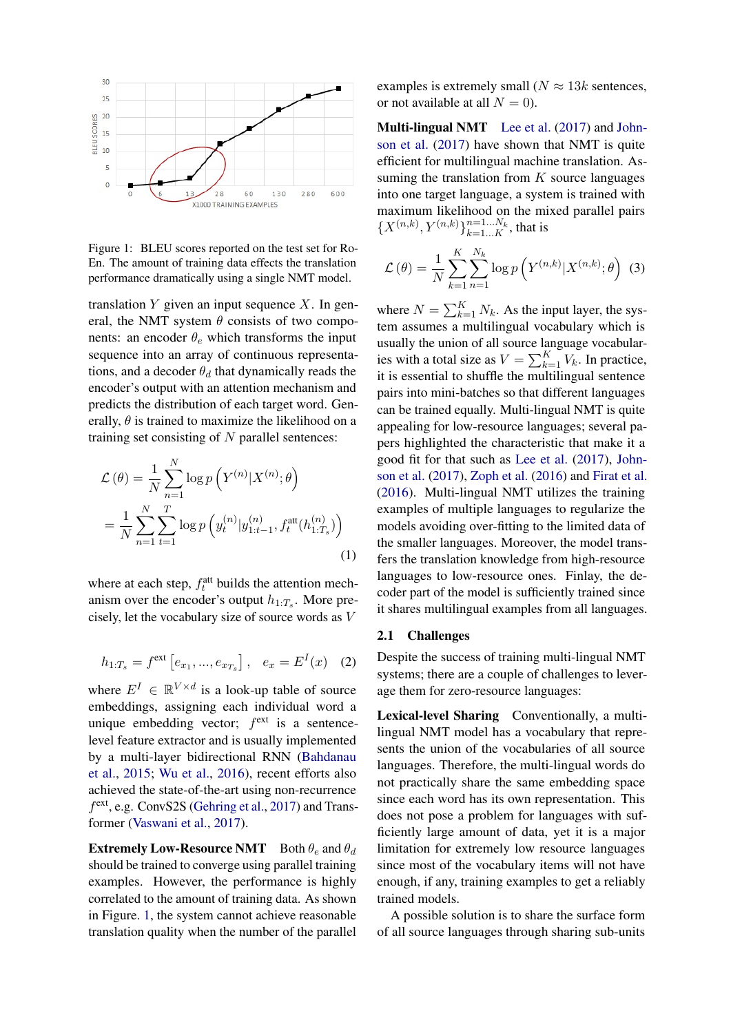Figure 1: BLEU scores reported on the test set for Ro-En. The amount of training data effects the translation performance dramatically using a single NMT model.

translation $Y$ given an input sequence $X$. In general, the NMT system $\theta$ consists of two components: an encoder $\theta_e$ which transforms the input sequence into an array of continuous representations, and a decoder $\theta_d$ that dynamically reads the encoder's output with an attention mechanism and predicts the distribution of each target word. Generally, $\theta$ is trained to maximize the likelihood on a training set consisting of $N$ parallel sentences:

$$
\begin{aligned}
\mathcal{L}(\theta) &= \frac{1}{N}\sum_{n=1}^{N}\log p\left(Y^{(n)}|X^{(n)};\theta\right) \\
&= \frac{1}{N}\sum_{n=1}^{N}\sum_{t=1}^{T}\log p\left(y_t^{(n)}|y_{1:t-1}^{(n)}, f_t^{\text{att}}(h_{1:T_s}^{(n)})\right)
\end{aligned} \tag{1}
$$

where at each step, $f_t^{\text{att}}$ builds the attention mechanism over the encoder's output $h_{1:T_s}$. More precisely, let the vocabulary size of source words as $V$

$$
h_{1:T_s} = f^{\text{ext}}\left[e_{x_1}, ..., e_{x_{T_s}}\right], \quad e_x = E^I(x) \tag{2}
$$

where $E^I \in \mathbb{R}^{V\times d}$ is a look-up table of source embeddings, assigning each individual word a unique embedding vector; $f^{\text{ext}}$ is a sentence-level feature extractor and is usually implemented by a multi-layer bidirectional RNN (Bahdanau et al., 2015; Wu et al., 2016), recent efforts also achieved the state-of-the-art using non-recurrence $f^{\text{ext}}$, e.g. ConvS2S (Gehring et al., 2017) and Transformer (Vaswani et al., 2017).

**Extremely Low-Resource NMT** Both $\theta_e$ and $\theta_d$ should be trained to converge using parallel training examples. However, the performance is highly correlated to the amount of training data. As shown in Figure. 1, the system cannot achieve reasonable translation quality when the number of the parallel examples is extremely small ($N \approx 13k$ sentences, or not available at all $N = 0$).

**Multi-lingual NMT** Lee et al. (2017) and Johnson et al. (2017) have shown that NMT is quite efficient for multilingual machine translation. Assuming the translation from $K$ source languages into one target language, a system is trained with maximum likelihood on the mixed parallel pairs $\{X^{(n,k)}, Y^{(n,k)}\}_{k=1...K}^{n=1...N_k}$, that is

$$
\mathcal{L}(\theta) = \frac{1}{N}\sum_{k=1}^{K}\sum_{n=1}^{N_k}\log p\left(Y^{(n,k)}|X^{(n,k)};\theta\right) \tag{3}
$$

where $N = \sum_{k=1}^{K} N_k$. As the input layer, the system assumes a multilingual vocabulary which is usually the union of all source language vocabularies with a total size as $V = \sum_{k=1}^{K} V_k$. In practice, it is essential to shuffle the multilingual sentence pairs into mini-batches so that different languages can be trained equally. Multi-lingual NMT is quite appealing for low-resource languages; several papers highlighted the characteristic that make it a good fit for that such as Lee et al. (2017), Johnson et al. (2017), Zoph et al. (2016) and Firat et al. (2016). Multi-lingual NMT utilizes the training examples of multiple languages to regularize the models avoiding over-fitting to the limited data of the smaller languages. Moreover, the model transfers the translation knowledge from high-resource languages to low-resource ones. Finlay, the decoder part of the model is sufficiently trained since it shares multilingual examples from all languages.

## 2.1 Challenges

Despite the success of training multi-lingual NMT systems; there are a couple of challenges to leverage them for zero-resource languages:

**Lexical-level Sharing** Conventionally, a multilingual NMT model has a vocabulary that represents the union of the vocabularies of all source languages. Therefore, the multi-lingual words do not practically share the same embedding space since each word has its own representation. This does not pose a problem for languages with sufficiently large amount of data, yet it is a major limitation for extremely low resource languages since most of the vocabulary items will not have enough, if any, training examples to get a reliably trained models.

A possible solution is to share the surface form of all source languages through sharing sub-units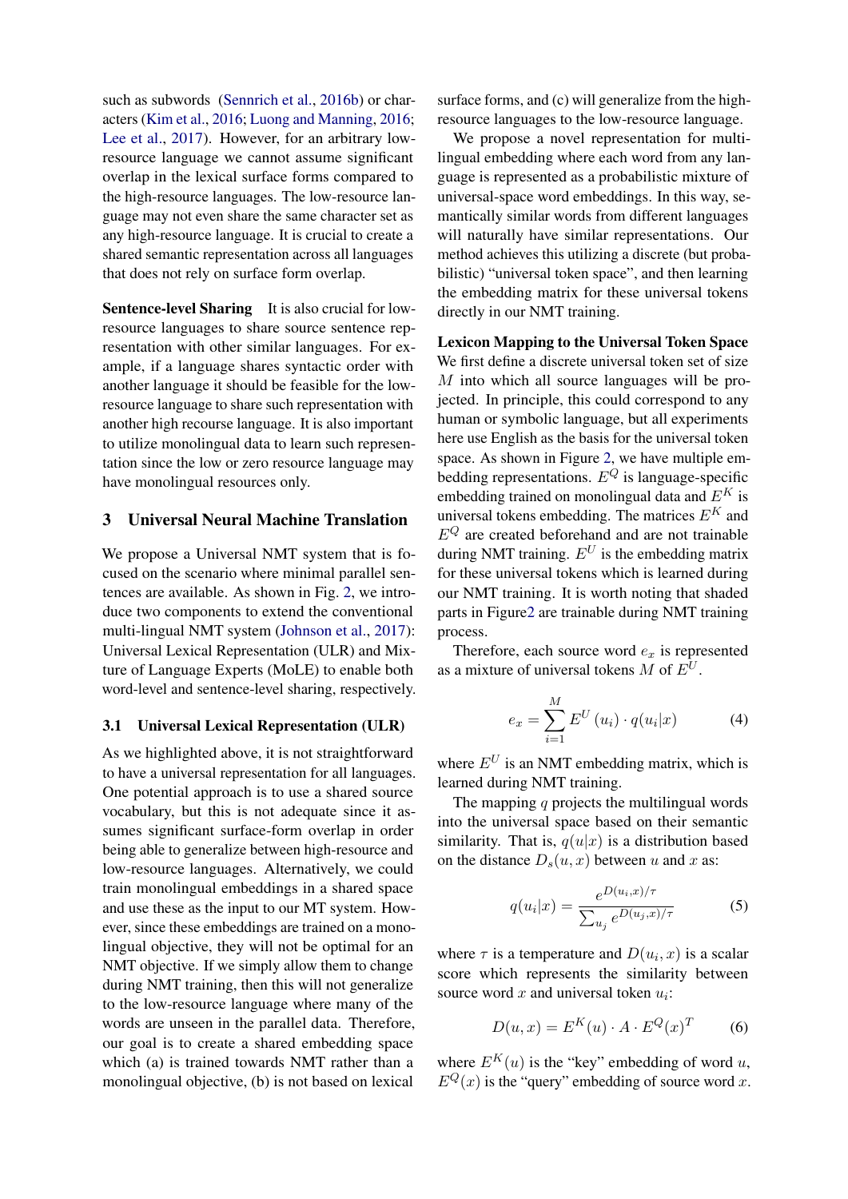such as subwords (Sennrich et al., 2016b) or characters (Kim et al., 2016; Luong and Manning, 2016; Lee et al., 2017). However, for an arbitrary low-resource language we cannot assume significant overlap in the lexical surface forms compared to the high-resource languages. The low-resource language may not even share the same character set as any high-resource language. It is crucial to create a shared semantic representation across all languages that does not rely on surface form overlap.

**Sentence-level Sharing** It is also crucial for low-resource languages to share source sentence representation with other similar languages. For example, if a language shares syntactic order with another language it should be feasible for the low-resource language to share such representation with another high recourse language. It is also important to utilize monolingual data to learn such representation since the low or zero resource language may have monolingual resources only.

## 3 Universal Neural Machine Translation

We propose a Universal NMT system that is focused on the scenario where minimal parallel sentences are available. As shown in Fig. 2, we introduce two components to extend the conventional multi-lingual NMT system (Johnson et al., 2017): Universal Lexical Representation (ULR) and Mixture of Language Experts (MoLE) to enable both word-level and sentence-level sharing, respectively.

### 3.1 Universal Lexical Representation (ULR)

As we highlighted above, it is not straightforward to have a universal representation for all languages. One potential approach is to use a shared source vocabulary, but this is not adequate since it assumes significant surface-form overlap in order being able to generalize between high-resource and low-resource languages. Alternatively, we could train monolingual embeddings in a shared space and use these as the input to our MT system. However, since these embeddings are trained on a monolingual objective, they will not be optimal for an NMT objective. If we simply allow them to change during NMT training, then this will not generalize to the low-resource language where many of the words are unseen in the parallel data. Therefore, our goal is to create a shared embedding space which (a) is trained towards NMT rather than a monolingual objective, (b) is not based on lexical surface forms, and (c) will generalize from the high-resource languages to the low-resource language.

We propose a novel representation for multi-lingual embedding where each word from any language is represented as a probabilistic mixture of universal-space word embeddings. In this way, semantically similar words from different languages will naturally have similar representations. Our method achieves this utilizing a discrete (but probabilistic) "universal token space", and then learning the embedding matrix for these universal tokens directly in our NMT training.

**Lexicon Mapping to the Universal Token Space** We first define a discrete universal token set of size $M$ into which all source languages will be projected. In principle, this could correspond to any human or symbolic language, but all experiments here use English as the basis for the universal token space. As shown in Figure 2, we have multiple embedding representations. $E^Q$ is language-specific embedding trained on monolingual data and $E^K$ is universal tokens embedding. The matrices $E^K$ and $E^Q$ are created beforehand and are not trainable during NMT training. $E^U$ is the embedding matrix for these universal tokens which is learned during our NMT training. It is worth noting that shaded parts in Figure2 are trainable during NMT training process.

Therefore, each source word $e_x$ is represented as a mixture of universal tokens $M$ of $E^U$.

$$e_x = \sum_{i=1}^{M} E^U(u_i) \cdot q(u_i|x) \tag{4}$$

where $E^U$ is an NMT embedding matrix, which is learned during NMT training.

The mapping $q$ projects the multilingual words into the universal space based on their semantic similarity. That is, $q(u|x)$ is a distribution based on the distance $D_s(u, x)$ between $u$ and $x$ as:

$$q(u_i|x) = \frac{e^{D(u_i,x)/\tau}}{\sum_{u_j} e^{D(u_j,x)/\tau}} \tag{5}$$

where $\tau$ is a temperature and $D(u_i, x)$ is a scalar score which represents the similarity between source word $x$ and universal token $u_i$:

$$D(u, x) = E^K(u) \cdot A \cdot E^Q(x)^T \tag{6}$$

where $E^K(u)$ is the "key" embedding of word $u$, $E^Q(x)$ is the "query" embedding of source word $x$.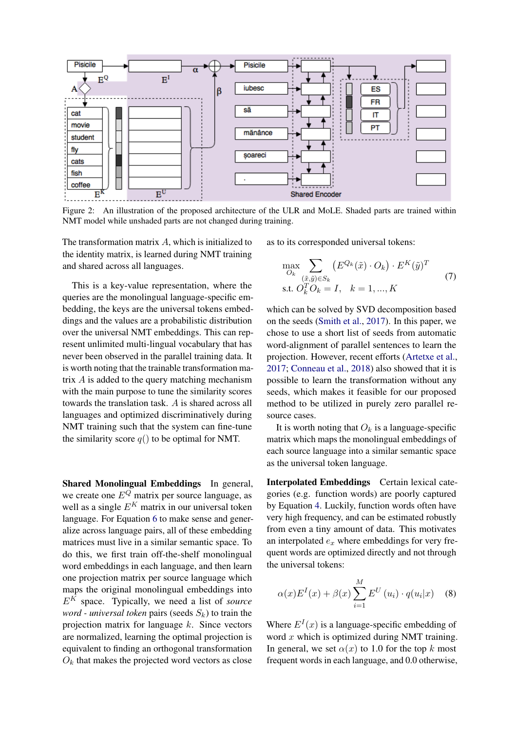Figure 2: An illustration of the proposed architecture of the ULR and MoLE. Shaded parts are trained within NMT model while unshaded parts are not changed during training.

The transformation matrix $A$, which is initialized to the identity matrix, is learned during NMT training and shared across all languages.

This is a key-value representation, where the queries are the monolingual language-specific embedding, the keys are the universal tokens embeddings and the values are a probabilistic distribution over the universal NMT embeddings. This can represent unlimited multi-lingual vocabulary that has never been observed in the parallel training data. It is worth noting that the trainable transformation matrix $A$ is added to the query matching mechanism with the main purpose to tune the similarity scores towards the translation task. $A$ is shared across all languages and optimized discriminatively during NMT training such that the system can fine-tune the similarity score $q()$ to be optimal for NMT.

**Shared Monolingual Embeddings** In general, we create one $E^Q$ matrix per source language, as well as a single $E^K$ matrix in our universal token language. For Equation 6 to make sense and generalize across language pairs, all of these embedding matrices must live in a similar semantic space. To do this, we first train off-the-shelf monolingual word embeddings in each language, and then learn one projection matrix per source language which maps the original monolingual embeddings into $E^K$ space. Typically, we need a list of *source word - universal token* pairs (seeds $S_k$) to train the projection matrix for language $k$. Since vectors are normalized, learning the optimal projection is equivalent to finding an orthogonal transformation $O_k$ that makes the projected word vectors as close as to its corresponded universal tokens:

$$
\max_{O_k} \sum_{(\tilde{x},\tilde{y})\in S_k} \left(E^{Q_k}(\tilde{x}) \cdot O_k\right) \cdot E^K(\tilde{y})^T \\
\text{s.t. } O_k^T O_k = I, \quad k = 1, ..., K \tag{7}
$$

which can be solved by SVD decomposition based on the seeds (Smith et al., 2017). In this paper, we chose to use a short list of seeds from automatic word-alignment of parallel sentences to learn the projection. However, recent efforts (Artetxe et al., 2017; Conneau et al., 2018) also showed that it is possible to learn the transformation without any seeds, which makes it feasible for our proposed method to be utilized in purely zero parallel resource cases.

It is worth noting that $O_k$ is a language-specific matrix which maps the monolingual embeddings of each source language into a similar semantic space as the universal token language.

**Interpolated Embeddings** Certain lexical categories (e.g. function words) are poorly captured by Equation 4. Luckily, function words often have very high frequency, and can be estimated robustly from even a tiny amount of data. This motivates an interpolated $e_x$ where embeddings for very frequent words are optimized directly and not through the universal tokens:

$$
\alpha(x)E^I(x) + \beta(x)\sum_{i=1}^{M} E^U(u_i) \cdot q(u_i|x) \tag{8}
$$

Where $E^I(x)$ is a language-specific embedding of word $x$ which is optimized during NMT training. In general, we set $\alpha(x)$ to 1.0 for the top $k$ most frequent words in each language, and 0.0 otherwise,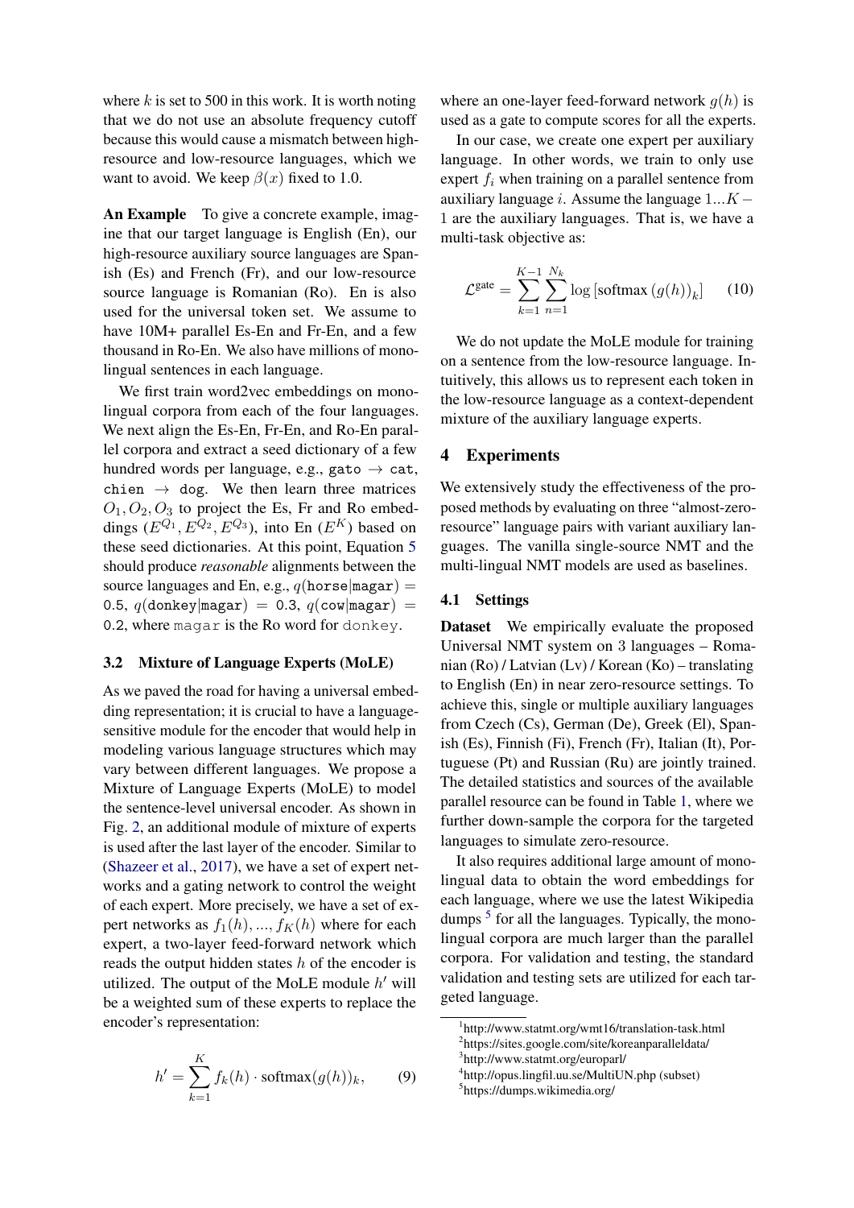where $k$ is set to 500 in this work. It is worth noting that we do not use an absolute frequency cutoff because this would cause a mismatch between high-resource and low-resource languages, which we want to avoid. We keep $\beta(x)$ fixed to 1.0.

**An Example** To give a concrete example, imagine that our target language is English (En), our high-resource auxiliary source languages are Spanish (Es) and French (Fr), and our low-resource source language is Romanian (Ro). En is also used for the universal token set. We assume to have 10M+ parallel Es-En and Fr-En, and a few thousand in Ro-En. We also have millions of monolingual sentences in each language.

We first train word2vec embeddings on monolingual corpora from each of the four languages. We next align the Es-En, Fr-En, and Ro-En parallel corpora and extract a seed dictionary of a few hundred words per language, e.g., `gato` $\rightarrow$ `cat`, `chien` $\rightarrow$ `dog`. We then learn three matrices $O_1, O_2, O_3$ to project the Es, Fr and Ro embeddings ($E^{Q_1}, E^{Q_2}, E^{Q_3}$), into En ($E^K$) based on these seed dictionaries. At this point, Equation 5 should produce *reasonable* alignments between the source languages and En, e.g., $q(\texttt{horse}|\texttt{magar}) =$ 0.5, $q(\texttt{donkey}|\texttt{magar}) =$ 0.3, $q(\texttt{cow}|\texttt{magar}) =$ 0.2, where `magar` is the Ro word for `donkey`.

### 3.2 Mixture of Language Experts (MoLE)

As we paved the road for having a universal embedding representation; it is crucial to have a language-sensitive module for the encoder that would help in modeling various language structures which may vary between different languages. We propose a Mixture of Language Experts (MoLE) to model the sentence-level universal encoder. As shown in Fig. 2, an additional module of mixture of experts is used after the last layer of the encoder. Similar to (Shazeer et al., 2017), we have a set of expert networks and a gating network to control the weight of each expert. More precisely, we have a set of expert networks as $f_1(h), ..., f_K(h)$ where for each expert, a two-layer feed-forward network which reads the output hidden states $h$ of the encoder is utilized. The output of the MoLE module $h'$ will be a weighted sum of these experts to replace the encoder's representation:

$$h' = \sum_{k=1}^{K} f_k(h) \cdot \text{softmax}(g(h))_k, \quad (9)$$

where an one-layer feed-forward network $g(h)$ is used as a gate to compute scores for all the experts.

In our case, we create one expert per auxiliary language. In other words, we train to only use expert $f_i$ when training on a parallel sentence from auxiliary language $i$. Assume the language $1...K-1$ are the auxiliary languages. That is, we have a multi-task objective as:

$$\mathcal{L}^{\text{gate}} = \sum_{k=1}^{K-1} \sum_{n=1}^{N_k} \log \left[\text{softmax}\left(g(h)\right)_k\right] \quad (10)$$

We do not update the MoLE module for training on a sentence from the low-resource language. Intuitively, this allows us to represent each token in the low-resource language as a context-dependent mixture of the auxiliary language experts.

## 4 Experiments

We extensively study the effectiveness of the proposed methods by evaluating on three "almost-zero-resource" language pairs with variant auxiliary languages. The vanilla single-source NMT and the multi-lingual NMT models are used as baselines.

### 4.1 Settings

**Dataset** We empirically evaluate the proposed Universal NMT system on 3 languages – Romanian (Ro) / Latvian (Lv) / Korean (Ko) – translating to English (En) in near zero-resource settings. To achieve this, single or multiple auxiliary languages from Czech (Cs), German (De), Greek (El), Spanish (Es), Finnish (Fi), French (Fr), Italian (It), Portuguese (Pt) and Russian (Ru) are jointly trained. The detailed statistics and sources of the available parallel resource can be found in Table 1, where we further down-sample the corpora for the targeted languages to simulate zero-resource.

It also requires additional large amount of monolingual data to obtain the word embeddings for each language, where we use the latest Wikipedia dumps [5] for all the languages. Typically, the monolingual corpora are much larger than the parallel corpora. For validation and testing, the standard validation and testing sets are utilized for each targeted language.

[1] http://www.statmt.org/wmt16/translation-task.html
[2] https://sites.google.com/site/koreanparalleldata/
[3] http://www.statmt.org/europarl/
[4] http://opus.lingfil.uu.se/MultiUN.php (subset)
[5] https://dumps.wikimedia.org/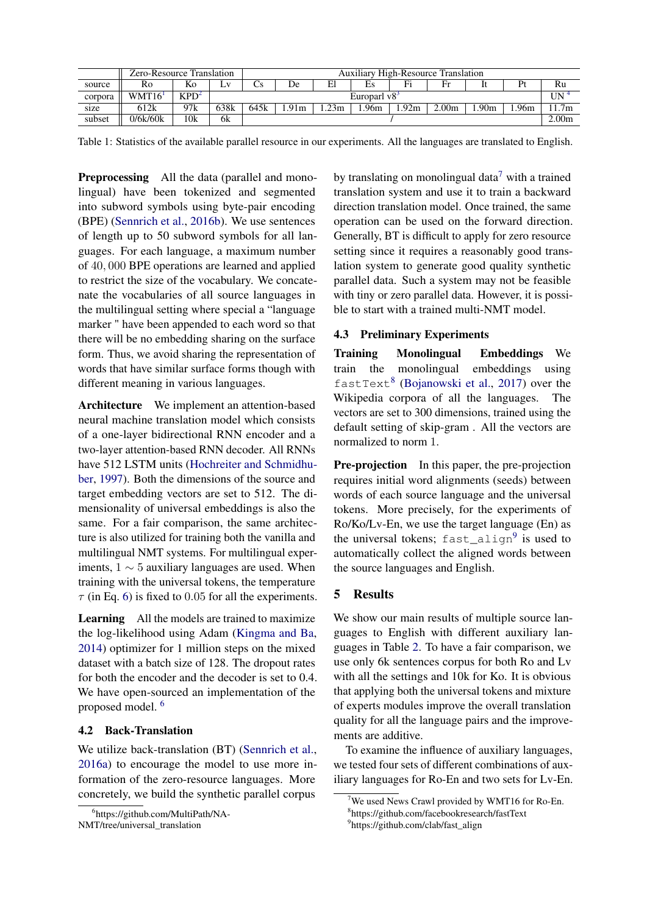| source | Zero-Resource Translation | | | Auxiliary High-Resource Translation | | | | | | | | |
|---|---|---|---|---|---|---|---|---|---|---|---|---|
| | Ro | Ko | Lv | Cs | De | El | Es | Fi | Fr | It | Pt | Ru |
| corpora | WMT16[1] | KPD[2] | Europarl v8[3] | | | | | | | | | UN [4] |
| size | 612k | 97k | 638k | 645k | 1.91m | 1.23m | 1.96m | 1.92m | 2.00m | 1.90m | 1.96m | 11.7m |
| subset | 0/6k/60k | 10k | 6k | / | | | | | | | | 2.00m |

Table 1: Statistics of the available parallel resource in our experiments. All the languages are translated to English.

**Preprocessing** All the data (parallel and monolingual) have been tokenized and segmented into subword symbols using byte-pair encoding (BPE) (Sennrich et al., 2016b). We use sentences of length up to 50 subword symbols for all languages. For each language, a maximum number of $40,000$ BPE operations are learned and applied to restrict the size of the vocabulary. We concatenate the vocabularies of all source languages in the multilingual setting where special a "language marker " have been appended to each word so that there will be no embedding sharing on the surface form. Thus, we avoid sharing the representation of words that have similar surface forms though with different meaning in various languages.

**Architecture** We implement an attention-based neural machine translation model which consists of a one-layer bidirectional RNN encoder and a two-layer attention-based RNN decoder. All RNNs have 512 LSTM units (Hochreiter and Schmidhuber, 1997). Both the dimensions of the source and target embedding vectors are set to 512. The dimensionality of universal embeddings is also the same. For a fair comparison, the same architecture is also utilized for training both the vanilla and multilingual NMT systems. For multilingual experiments, $1 \sim 5$ auxiliary languages are used. When training with the universal tokens, the temperature $\tau$ (in Eq. 6) is fixed to $0.05$ for all the experiments.

**Learning** All the models are trained to maximize the log-likelihood using Adam (Kingma and Ba, 2014) optimizer for 1 million steps on the mixed dataset with a batch size of 128. The dropout rates for both the encoder and the decoder is set to 0.4. We have open-sourced an implementation of the proposed model. [6]

### 4.2 Back-Translation

We utilize back-translation (BT) (Sennrich et al., 2016a) to encourage the model to use more information of the zero-resource languages. More concretely, we build the synthetic parallel corpus by translating on monolingual data[7] with a trained translation system and use it to train a backward direction translation model. Once trained, the same operation can be used on the forward direction. Generally, BT is difficult to apply for zero resource setting since it requires a reasonably good translation system to generate good quality synthetic parallel data. Such a system may not be feasible with tiny or zero parallel data. However, it is possible to start with a trained multi-NMT model.

### 4.3 Preliminary Experiments

**Training Monolingual Embeddings** We train the monolingual embeddings using `fastText`[8] (Bojanowski et al., 2017) over the Wikipedia corpora of all the languages. The vectors are set to 300 dimensions, trained using the default setting of skip-gram . All the vectors are normalized to norm 1.

**Pre-projection** In this paper, the pre-projection requires initial word alignments (seeds) between words of each source language and the universal tokens. More precisely, for the experiments of Ro/Ko/Lv-En, we use the target language (En) as the universal tokens; `fast_align`[9] is used to automatically collect the aligned words between the source languages and English.

## 5 Results

We show our main results of multiple source languages to English with different auxiliary languages in Table 2. To have a fair comparison, we use only 6k sentences corpus for both Ro and Lv with all the settings and 10k for Ko. It is obvious that applying both the universal tokens and mixture of experts modules improve the overall translation quality for all the language pairs and the improvements are additive.

To examine the influence of auxiliary languages, we tested four sets of different combinations of auxiliary languages for Ro-En and two sets for Lv-En.

[6] https://github.com/MultiPath/NA-NMT/tree/universal_translation

[7] We used News Crawl provided by WMT16 for Ro-En.

[8] https://github.com/facebookresearch/fastText

[9] https://github.com/clab/fast_align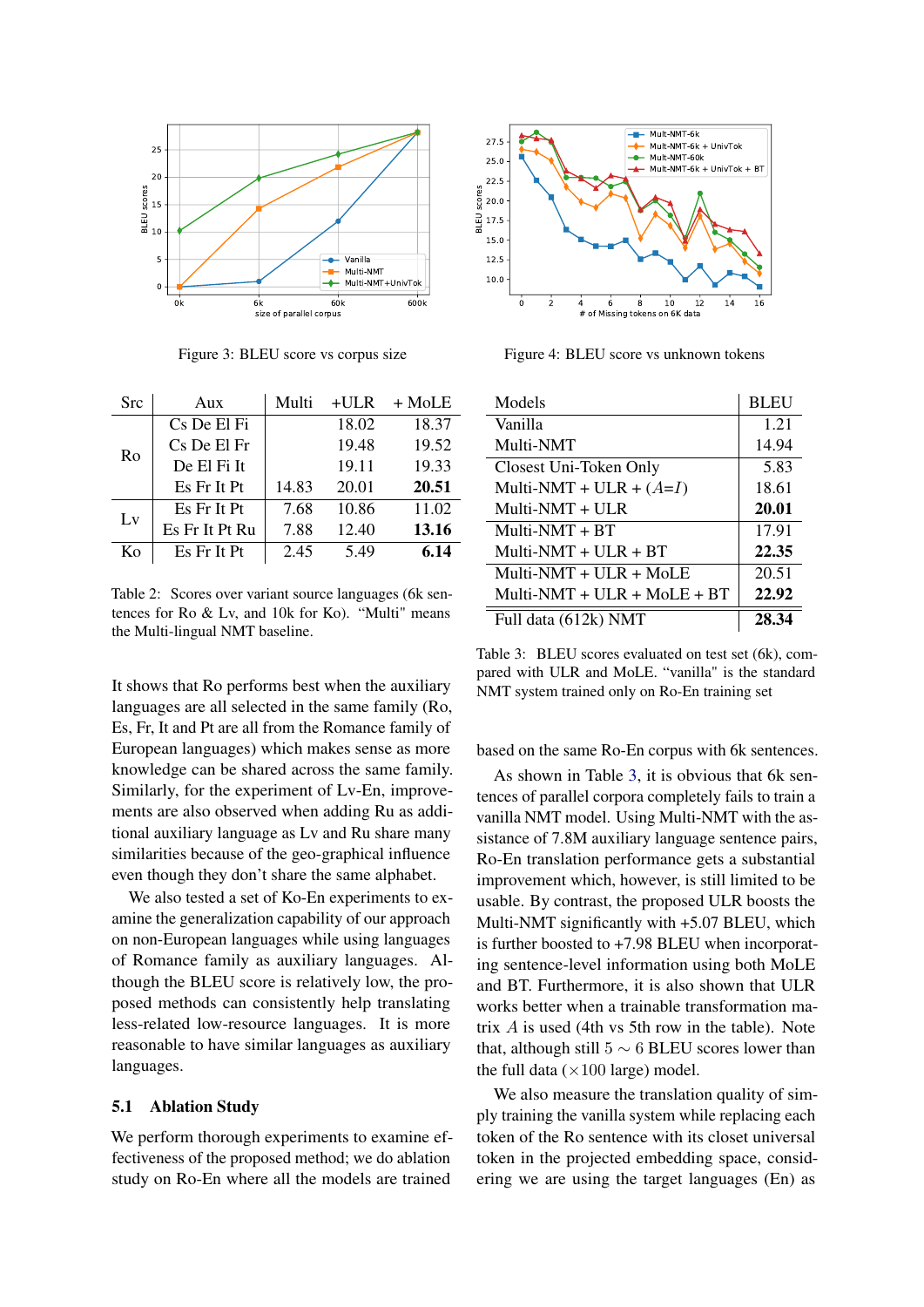Figure 3: BLEU score vs corpus size

Figure 4: BLEU score vs unknown tokens

| Src | Aux | Multi | +ULR | + MoLE |
|---|---|---|---|---|
| Ro | Cs De El Fi | | 18.02 | 18.37 |
| | Cs De El Fr | | 19.48 | 19.52 |
| | De El Fi It | | 19.11 | 19.33 |
| | Es Fr It Pt | 14.83 | 20.01 | **20.51** |
| Lv | Es Fr It Pt | 7.68 | 10.86 | 11.02 |
| | Es Fr It Pt Ru | 7.88 | 12.40 | **13.16** |
| Ko | Es Fr It Pt | 2.45 | 5.49 | **6.14** |

Table 2: Scores over variant source languages (6k sentences for Ro & Lv, and 10k for Ko). "Multi" means the Multi-lingual NMT baseline.

It shows that Ro performs best when the auxiliary languages are all selected in the same family (Ro, Es, Fr, It and Pt are all from the Romance family of European languages) which makes sense as more knowledge can be shared across the same family. Similarly, for the experiment of Lv-En, improvements are also observed when adding Ru as additional auxiliary language as Lv and Ru share many similarities because of the geo-graphical influence even though they don't share the same alphabet.

We also tested a set of Ko-En experiments to examine the generalization capability of our approach on non-European languages while using languages of Romance family as auxiliary languages. Although the BLEU score is relatively low, the proposed methods can consistently help translating less-related low-resource languages. It is more reasonable to have similar languages as auxiliary languages.

### 5.1 Ablation Study

We perform thorough experiments to examine effectiveness of the proposed method; we do ablation study on Ro-En where all the models are trained based on the same Ro-En corpus with 6k sentences.

| Models | BLEU |
|---|---|
| Vanilla | 1.21 |
| Multi-NMT | 14.94 |
| Closest Uni-Token Only | 5.83 |
| Multi-NMT + ULR + ($A$=$I$) | 18.61 |
| Multi-NMT + ULR | **20.01** |
| Multi-NMT + BT | 17.91 |
| Multi-NMT + ULR + BT | **22.35** |
| Multi-NMT + ULR + MoLE | 20.51 |
| Multi-NMT + ULR + MoLE + BT | **22.92** |
| Full data (612k) NMT | **28.34** |

Table 3: BLEU scores evaluated on test set (6k), compared with ULR and MoLE. "vanilla" is the standard NMT system trained only on Ro-En training set

As shown in Table 3, it is obvious that 6k sentences of parallel corpora completely fails to train a vanilla NMT model. Using Multi-NMT with the assistance of 7.8M auxiliary language sentence pairs, Ro-En translation performance gets a substantial improvement which, however, is still limited to be usable. By contrast, the proposed ULR boosts the Multi-NMT significantly with +5.07 BLEU, which is further boosted to +7.98 BLEU when incorporating sentence-level information using both MoLE and BT. Furthermore, it is also shown that ULR works better when a trainable transformation matrix $A$ is used (4th vs 5th row in the table). Note that, although still $5 \sim 6$ BLEU scores lower than the full data ($\times 100$ large) model.

We also measure the translation quality of simply training the vanilla system while replacing each token of the Ro sentence with its closet universal token in the projected embedding space, considering we are using the target languages (En) as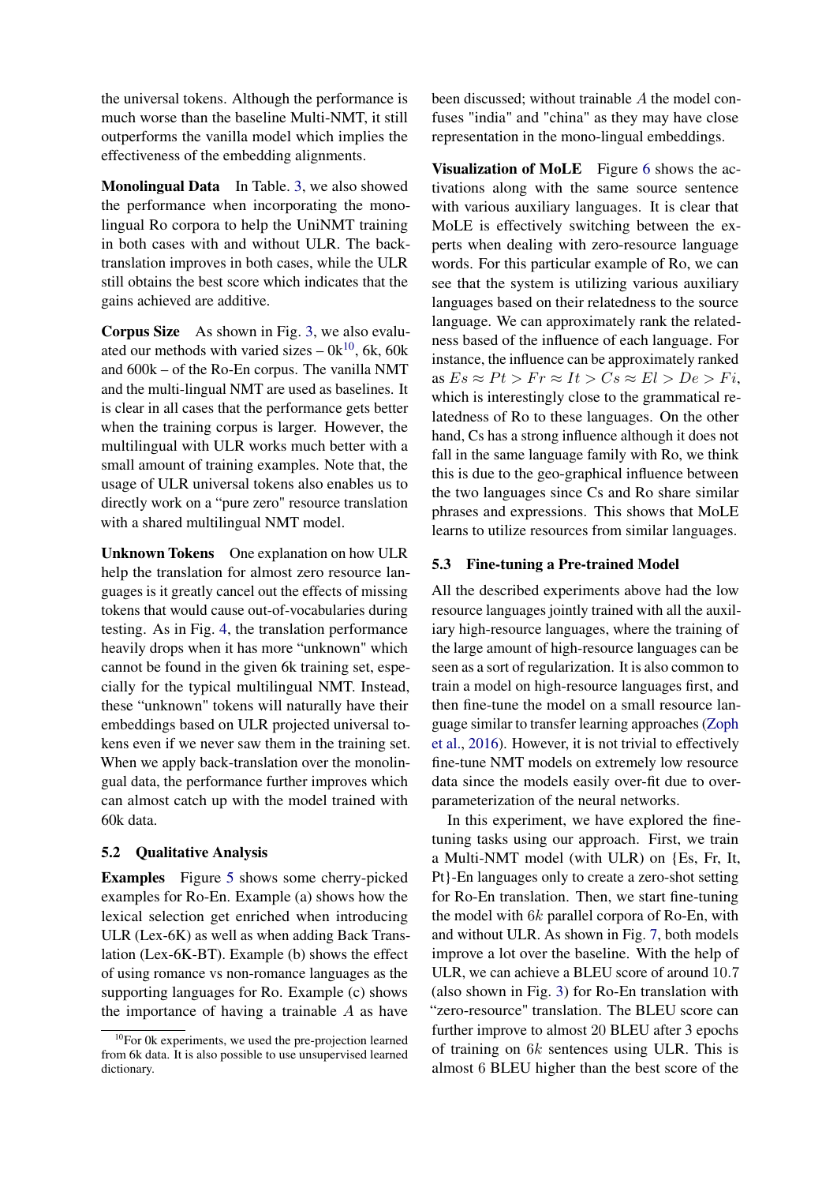the universal tokens. Although the performance is much worse than the baseline Multi-NMT, it still outperforms the vanilla model which implies the effectiveness of the embedding alignments.

**Monolingual Data** In Table. 3, we also showed the performance when incorporating the monolingual Ro corpora to help the UniNMT training in both cases with and without ULR. The back-translation improves in both cases, while the ULR still obtains the best score which indicates that the gains achieved are additive.

**Corpus Size** As shown in Fig. 3, we also evaluated our methods with varied sizes – 0k[10], 6k, 60k and 600k – of the Ro-En corpus. The vanilla NMT and the multi-lingual NMT are used as baselines. It is clear in all cases that the performance gets better when the training corpus is larger. However, the multilingual with ULR works much better with a small amount of training examples. Note that, the usage of ULR universal tokens also enables us to directly work on a "pure zero" resource translation with a shared multilingual NMT model.

**Unknown Tokens** One explanation on how ULR help the translation for almost zero resource languages is it greatly cancel out the effects of missing tokens that would cause out-of-vocabularies during testing. As in Fig. 4, the translation performance heavily drops when it has more "unknown" which cannot be found in the given 6k training set, especially for the typical multilingual NMT. Instead, these "unknown" tokens will naturally have their embeddings based on ULR projected universal tokens even if we never saw them in the training set. When we apply back-translation over the monolingual data, the performance further improves which can almost catch up with the model trained with 60k data.

### 5.2 Qualitative Analysis

**Examples** Figure 5 shows some cherry-picked examples for Ro-En. Example (a) shows how the lexical selection get enriched when introducing ULR (Lex-6K) as well as when adding Back Translation (Lex-6K-BT). Example (b) shows the effect of using romance vs non-romance languages as the supporting languages for Ro. Example (c) shows the importance of having a trainable $A$ as have been discussed; without trainable $A$ the model confuses "india" and "china" as they may have close representation in the mono-lingual embeddings.

**Visualization of MoLE** Figure 6 shows the activations along with the same source sentence with various auxiliary languages. It is clear that MoLE is effectively switching between the experts when dealing with zero-resource language words. For this particular example of Ro, we can see that the system is utilizing various auxiliary languages based on their relatedness to the source language. We can approximately rank the relatedness based of the influence of each language. For instance, the influence can be approximately ranked as $Es \approx Pt > Fr \approx It > Cs \approx El > De > Fi$, which is interestingly close to the grammatical relatedness of Ro to these languages. On the other hand, Cs has a strong influence although it does not fall in the same language family with Ro, we think this is due to the geo-graphical influence between the two languages since Cs and Ro share similar phrases and expressions. This shows that MoLE learns to utilize resources from similar languages.

### 5.3 Fine-tuning a Pre-trained Model

All the described experiments above had the low resource languages jointly trained with all the auxiliary high-resource languages, where the training of the large amount of high-resource languages can be seen as a sort of regularization. It is also common to train a model on high-resource languages first, and then fine-tune the model on a small resource language similar to transfer learning approaches (Zoph et al., 2016). However, it is not trivial to effectively fine-tune NMT models on extremely low resource data since the models easily over-fit due to over-parameterization of the neural networks.

In this experiment, we have explored the fine-tuning tasks using our approach. First, we train a Multi-NMT model (with ULR) on {Es, Fr, It, Pt}-En languages only to create a zero-shot setting for Ro-En translation. Then, we start fine-tuning the model with $6k$ parallel corpora of Ro-En, with and without ULR. As shown in Fig. 7, both models improve a lot over the baseline. With the help of ULR, we can achieve a BLEU score of around $10.7$ (also shown in Fig. 3) for Ro-En translation with "zero-resource" translation. The BLEU score can further improve to almost $20$ BLEU after 3 epochs of training on $6k$ sentences using ULR. This is almost $6$ BLEU higher than the best score of the

[10] For 0k experiments, we used the pre-projection learned from 6k data. It is also possible to use unsupervised learned dictionary.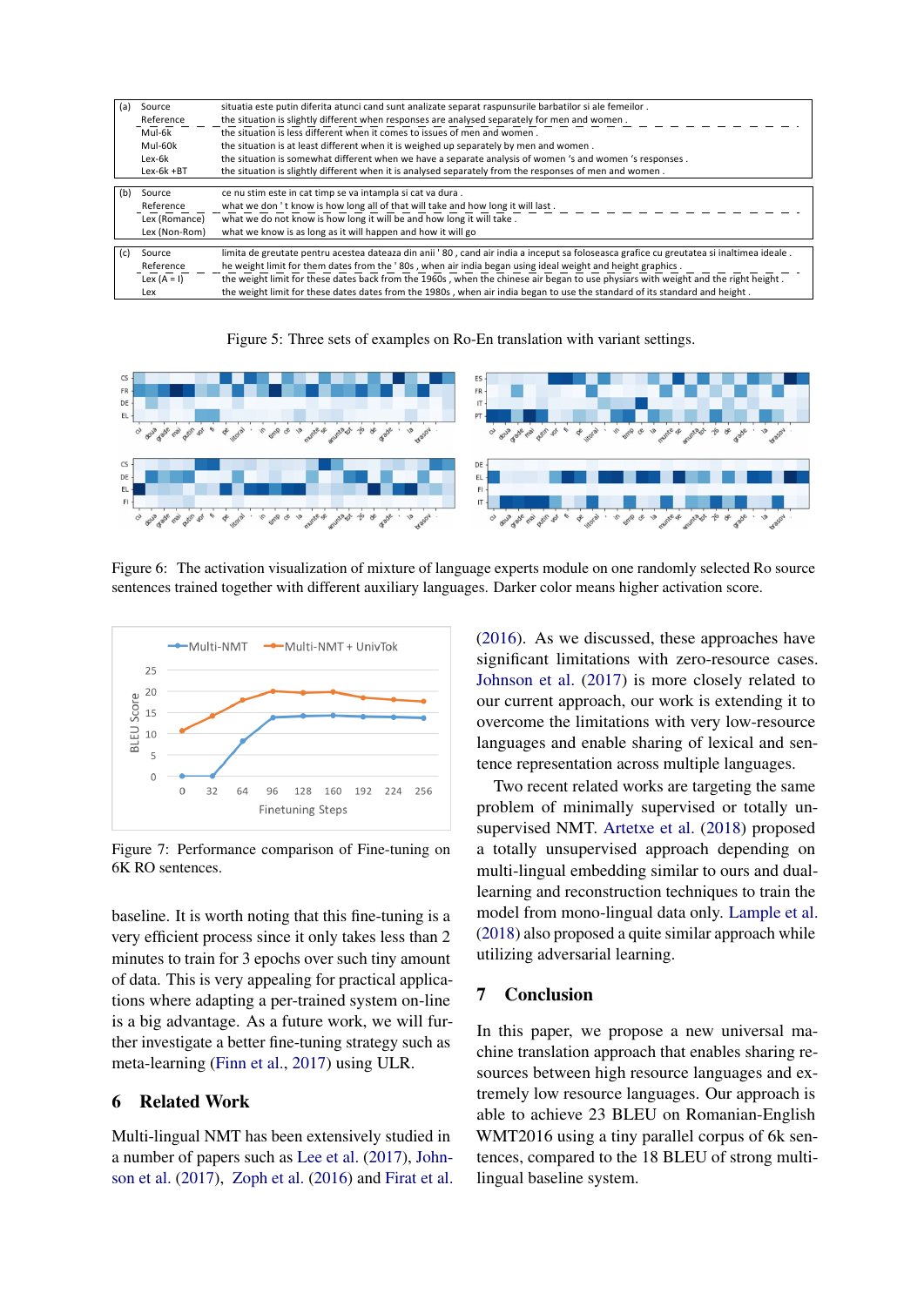| | | |
|---|---|---|
| (a) | Source | situatia este putin diferita atunci cand sunt analizate separat raspunsurile barbatilor si ale femeilor . |
| | Reference | the situation is slightly different when responses are analysed separately for men and women . |
| | Mul-6k | the situation is less different when it comes to issues of men and women . |
| | Mul-60k | the situation is at least different when it is weighed up separately by men and women . |
| | Lex-6k | the situation is somewhat different when we have a separate analysis of women 's and women 's responses . |
| | Lex-6k +BT | the situation is slightly different when it is analysed separately from the responses of men and women . |
| (b) | Source | ce nu stim este in cat timp se va intampla si cat va dura . |
| | Reference | what we don ' t know is how long all of that will take and how long it will last . |
| | Lex (Romance) | what we do not know is how long it will be and how long it will take . |
| | Lex (Non-Rom) | what we know is as long as it will happen and how it will go |
| (c) | Source | limita de greutate pentru acestea dateaza din anii ' 80 , cand air india a inceput sa foloseasca grafice cu greutatea si inaltimea ideale . |
| | Reference | he weight limit for them dates from the ' 80s , when air india began using ideal weight and height graphics . |
| | Lex (A = I) | the weight limit for these dates back from the 1960s , when the chinese air began to use physiars with weight and the right height . |
| | Lex | the weight limit for these dates dates from the 1980s , when air india began to use the standard of its standard and height . |

Figure 5: Three sets of examples on Ro-En translation with variant settings.

Figure 6: The activation visualization of mixture of language experts module on one randomly selected Ro source sentences trained together with different auxiliary languages. Darker color means higher activation score.

Figure 7: Performance comparison of Fine-tuning on 6K RO sentences.

baseline. It is worth noting that this fine-tuning is a very efficient process since it only takes less than 2 minutes to train for 3 epochs over such tiny amount of data. This is very appealing for practical applications where adapting a per-trained system on-line is a big advantage. As a future work, we will further investigate a better fine-tuning strategy such as meta-learning (Finn et al., 2017) using ULR.

## 6 Related Work

Multi-lingual NMT has been extensively studied in a number of papers such as Lee et al. (2017), Johnson et al. (2017), Zoph et al. (2016) and Firat et al. (2016). As we discussed, these approaches have significant limitations with zero-resource cases. Johnson et al. (2017) is more closely related to our current approach, our work is extending it to overcome the limitations with very low-resource languages and enable sharing of lexical and sentence representation across multiple languages.

Two recent related works are targeting the same problem of minimally supervised or totally unsupervised NMT. Artetxe et al. (2018) proposed a totally unsupervised approach depending on multi-lingual embedding similar to ours and dual-learning and reconstruction techniques to train the model from mono-lingual data only. Lample et al. (2018) also proposed a quite similar approach while utilizing adversarial learning.

## 7 Conclusion

In this paper, we propose a new universal machine translation approach that enables sharing resources between high resource languages and extremely low resource languages. Our approach is able to achieve 23 BLEU on Romanian-English WMT2016 using a tiny parallel corpus of 6k sentences, compared to the 18 BLEU of strong multi-lingual baseline system.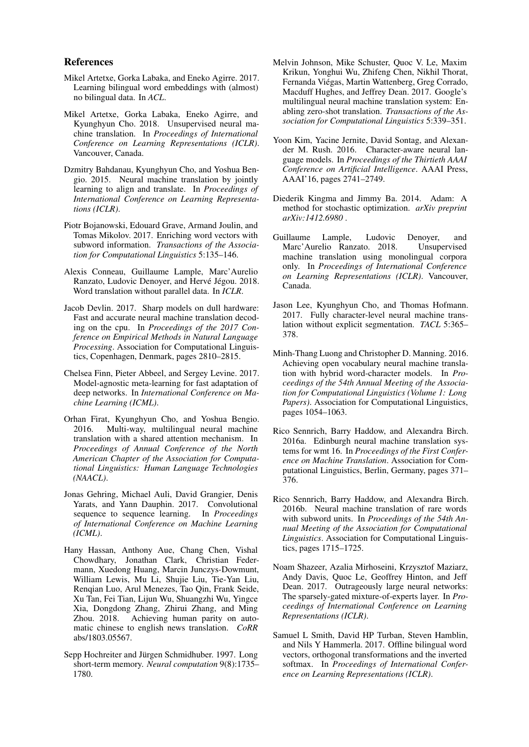## References

Mikel Artetxe, Gorka Labaka, and Eneko Agirre. 2017. Learning bilingual word embeddings with (almost) no bilingual data. In *ACL*.

Mikel Artetxe, Gorka Labaka, Eneko Agirre, and Kyunghyun Cho. 2018. Unsupervised neural machine translation. In *Proceedings of International Conference on Learning Representations (ICLR)*. Vancouver, Canada.

Dzmitry Bahdanau, Kyunghyun Cho, and Yoshua Bengio. 2015. Neural machine translation by jointly learning to align and translate. In *Proceedings of International Conference on Learning Representations (ICLR)*.

Piotr Bojanowski, Edouard Grave, Armand Joulin, and Tomas Mikolov. 2017. Enriching word vectors with subword information. *Transactions of the Association for Computational Linguistics* 5:135–146.

Alexis Conneau, Guillaume Lample, Marc'Aurelio Ranzato, Ludovic Denoyer, and Hervé Jégou. 2018. Word translation without parallel data. In *ICLR*.

Jacob Devlin. 2017. Sharp models on dull hardware: Fast and accurate neural machine translation decoding on the cpu. In *Proceedings of the 2017 Conference on Empirical Methods in Natural Language Processing*. Association for Computational Linguistics, Copenhagen, Denmark, pages 2810–2815.

Chelsea Finn, Pieter Abbeel, and Sergey Levine. 2017. Model-agnostic meta-learning for fast adaptation of deep networks. In *International Conference on Machine Learning (ICML)*.

Orhan Firat, Kyunghyun Cho, and Yoshua Bengio. 2016. Multi-way, multilingual neural machine translation with a shared attention mechanism. In *Proceedings of Annual Conference of the North American Chapter of the Association for Computational Linguistics: Human Language Technologies (NAACL)*.

Jonas Gehring, Michael Auli, David Grangier, Denis Yarats, and Yann Dauphin. 2017. Convolutional sequence to sequence learning. In *Proceedings of International Conference on Machine Learning (ICML)*.

Hany Hassan, Anthony Aue, Chang Chen, Vishal Chowdhary, Jonathan Clark, Christian Federmann, Xuedong Huang, Marcin Junczys-Dowmunt, William Lewis, Mu Li, Shujie Liu, Tie-Yan Liu, Renqian Luo, Arul Menezes, Tao Qin, Frank Seide, Xu Tan, Fei Tian, Lijun Wu, Shuangzhi Wu, Yingce Xia, Dongdong Zhang, Zhirui Zhang, and Ming Zhou. 2018. Achieving human parity on automatic chinese to english news translation. *CoRR* abs/1803.05567.

Sepp Hochreiter and Jürgen Schmidhuber. 1997. Long short-term memory. *Neural computation* 9(8):1735–1780.

Melvin Johnson, Mike Schuster, Quoc V. Le, Maxim Krikun, Yonghui Wu, Zhifeng Chen, Nikhil Thorat, Fernanda Viégas, Martin Wattenberg, Greg Corrado, Macduff Hughes, and Jeffrey Dean. 2017. Google's multilingual neural machine translation system: Enabling zero-shot translation. *Transactions of the Association for Computational Linguistics* 5:339–351.

Yoon Kim, Yacine Jernite, David Sontag, and Alexander M. Rush. 2016. Character-aware neural language models. In *Proceedings of the Thirtieth AAAI Conference on Artificial Intelligence*. AAAI Press, AAAI'16, pages 2741–2749.

Diederik Kingma and Jimmy Ba. 2014. Adam: A method for stochastic optimization. *arXiv preprint arXiv:1412.6980* .

Guillaume Lample, Ludovic Denoyer, and Marc'Aurelio Ranzato. 2018. Unsupervised machine translation using monolingual corpora only. In *Proceedings of International Conference on Learning Representations (ICLR)*. Vancouver, Canada.

Jason Lee, Kyunghyun Cho, and Thomas Hofmann. 2017. Fully character-level neural machine translation without explicit segmentation. *TACL* 5:365–378.

Minh-Thang Luong and Christopher D. Manning. 2016. Achieving open vocabulary neural machine translation with hybrid word-character models. In *Proceedings of the 54th Annual Meeting of the Association for Computational Linguistics (Volume 1: Long Papers)*. Association for Computational Linguistics, pages 1054–1063.

Rico Sennrich, Barry Haddow, and Alexandra Birch. 2016a. Edinburgh neural machine translation systems for wmt 16. In *Proceedings of the First Conference on Machine Translation*. Association for Computational Linguistics, Berlin, Germany, pages 371–376.

Rico Sennrich, Barry Haddow, and Alexandra Birch. 2016b. Neural machine translation of rare words with subword units. In *Proceedings of the 54th Annual Meeting of the Association for Computational Linguistics*. Association for Computational Linguistics, pages 1715–1725.

Noam Shazeer, Azalia Mirhoseini, Krzysztof Maziarz, Andy Davis, Quoc Le, Geoffrey Hinton, and Jeff Dean. 2017. Outrageously large neural networks: The sparsely-gated mixture-of-experts layer. In *Proceedings of International Conference on Learning Representations (ICLR)*.

Samuel L Smith, David HP Turban, Steven Hamblin, and Nils Y Hammerla. 2017. Offline bilingual word vectors, orthogonal transformations and the inverted softmax. In *Proceedings of International Conference on Learning Representations (ICLR)*.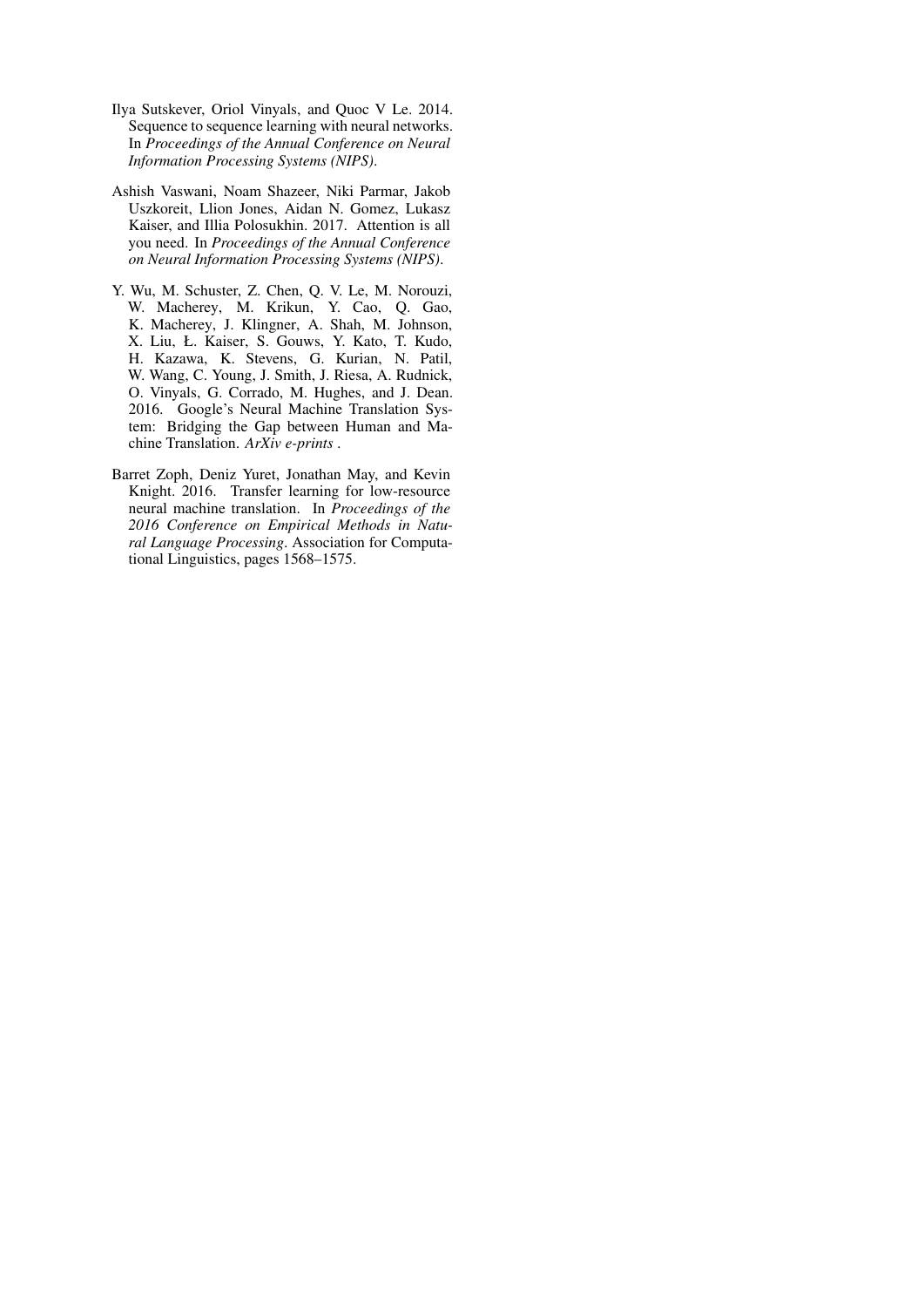Ilya Sutskever, Oriol Vinyals, and Quoc V Le. 2014. Sequence to sequence learning with neural networks. In *Proceedings of the Annual Conference on Neural Information Processing Systems (NIPS)*.

Ashish Vaswani, Noam Shazeer, Niki Parmar, Jakob Uszkoreit, Llion Jones, Aidan N. Gomez, Lukasz Kaiser, and Illia Polosukhin. 2017. Attention is all you need. In *Proceedings of the Annual Conference on Neural Information Processing Systems (NIPS)*.

Y. Wu, M. Schuster, Z. Chen, Q. V. Le, M. Norouzi, W. Macherey, M. Krikun, Y. Cao, Q. Gao, K. Macherey, J. Klingner, A. Shah, M. Johnson, X. Liu, Ł. Kaiser, S. Gouws, Y. Kato, T. Kudo, H. Kazawa, K. Stevens, G. Kurian, N. Patil, W. Wang, C. Young, J. Smith, J. Riesa, A. Rudnick, O. Vinyals, G. Corrado, M. Hughes, and J. Dean. 2016. Google's Neural Machine Translation System: Bridging the Gap between Human and Machine Translation. *ArXiv e-prints* .

Barret Zoph, Deniz Yuret, Jonathan May, and Kevin Knight. 2016. Transfer learning for low-resource neural machine translation. In *Proceedings of the 2016 Conference on Empirical Methods in Natural Language Processing*. Association for Computational Linguistics, pages 1568–1575.